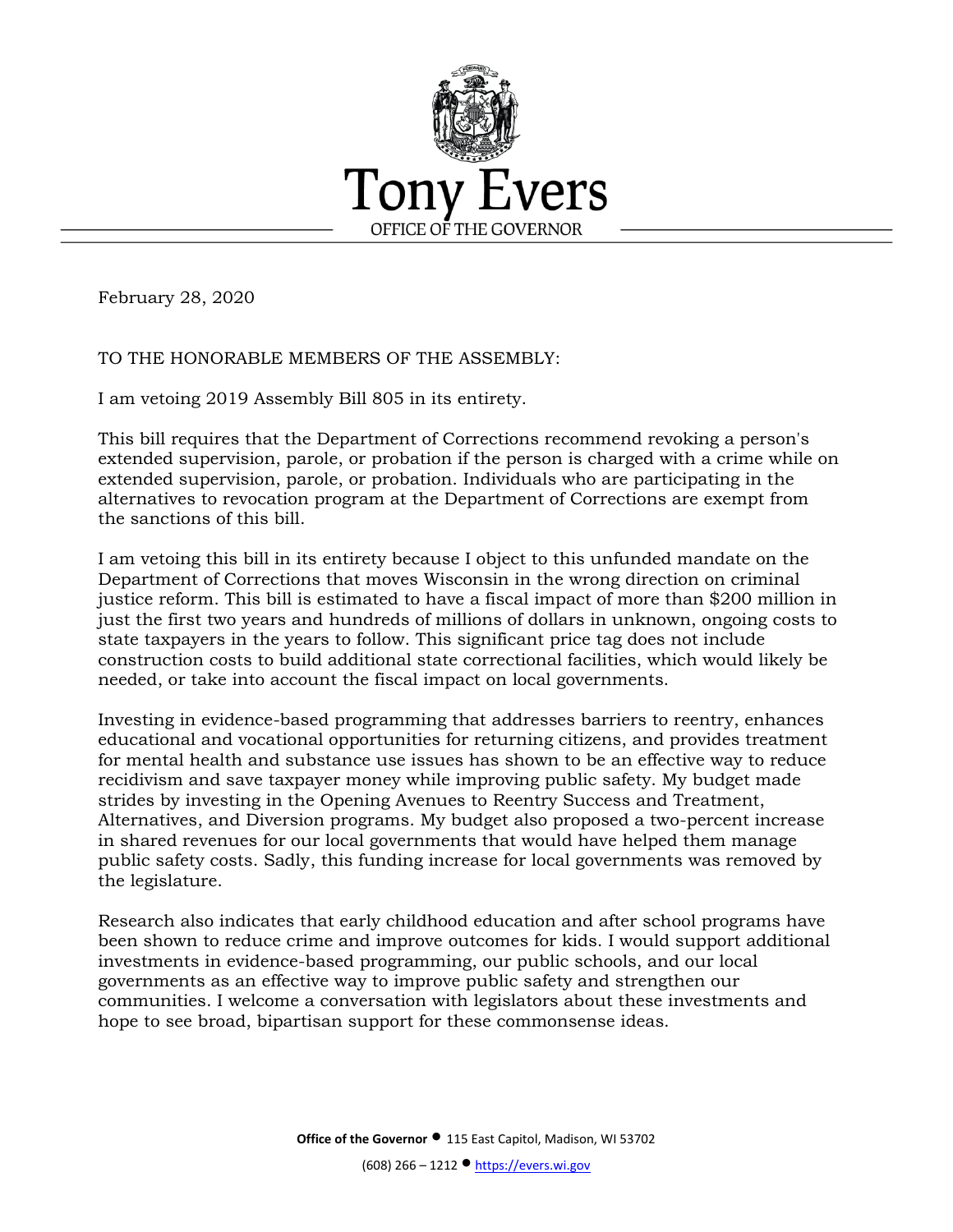# Tony Evers

OFFICE OF THE GOVERNOR

February 28, 2020

TO THE HONORABLE MEMBERS OF THE ASSEMBLY:

I am vetoing 2019 Assembly Bill 805 in its entirety.

This bill requires that the Department of Corrections recommend revoking a person's extended supervision, parole, or probation if the person is charged with a crime while on extended supervision, parole, or probation. Individuals who are participating in the alternatives to revocation program at the Department of Corrections are exempt from the sanctions of this bill.

I am vetoing this bill in its entirety because I object to this unfunded mandate on the Department of Corrections that moves Wisconsin in the wrong direction on criminal justice reform. This bill is estimated to have a fiscal impact of more than $200 million in just the first two years and hundreds of millions of dollars in unknown, ongoing costs to state taxpayers in the years to follow. This significant price tag does not include construction costs to build additional state correctional facilities, which would likely be needed, or take into account the fiscal impact on local governments.

Investing in evidence-based programming that addresses barriers to reentry, enhances educational and vocational opportunities for returning citizens, and provides treatment for mental health and substance use issues has shown to be an effective way to reduce recidivism and save taxpayer money while improving public safety. My budget made strides by investing in the Opening Avenues to Reentry Success and Treatment, Alternatives, and Diversion programs. My budget also proposed a two-percent increase in shared revenues for our local governments that would have helped them manage public safety costs. Sadly, this funding increase for local governments was removed by the legislature.

Research also indicates that early childhood education and after school programs have been shown to reduce crime and improve outcomes for kids. I would support additional investments in evidence-based programming, our public schools, and our local governments as an effective way to improve public safety and strengthen our communities. I welcome a conversation with legislators about these investments and hope to see broad, bipartisan support for these commonsense ideas.

**Office of the Governor** ● 115 East Capitol, Madison, WI 53702

(608) 266 – 1212 ● https://evers.wi.gov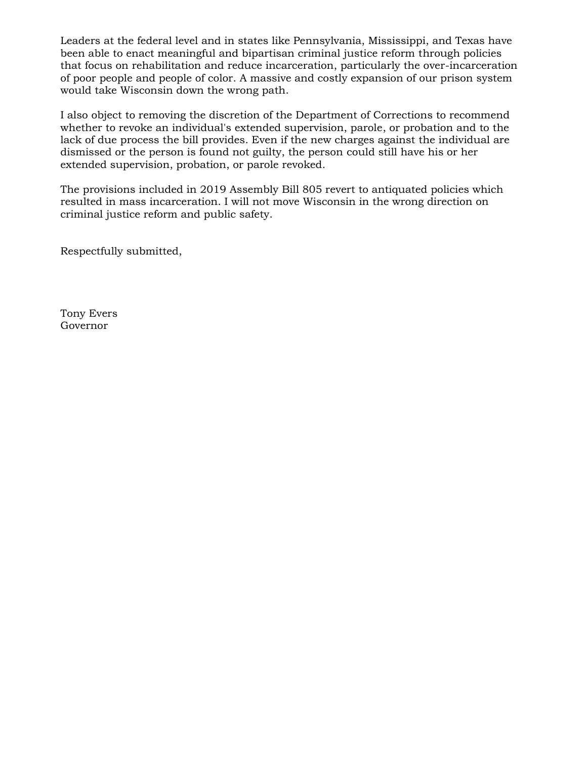Leaders at the federal level and in states like Pennsylvania, Mississippi, and Texas have been able to enact meaningful and bipartisan criminal justice reform through policies that focus on rehabilitation and reduce incarceration, particularly the over-incarceration of poor people and people of color. A massive and costly expansion of our prison system would take Wisconsin down the wrong path.

I also object to removing the discretion of the Department of Corrections to recommend whether to revoke an individual's extended supervision, parole, or probation and to the lack of due process the bill provides. Even if the new charges against the individual are dismissed or the person is found not guilty, the person could still have his or her extended supervision, probation, or parole revoked.

The provisions included in 2019 Assembly Bill 805 revert to antiquated policies which resulted in mass incarceration. I will not move Wisconsin in the wrong direction on criminal justice reform and public safety.

Respectfully submitted,

Tony Evers
Governor